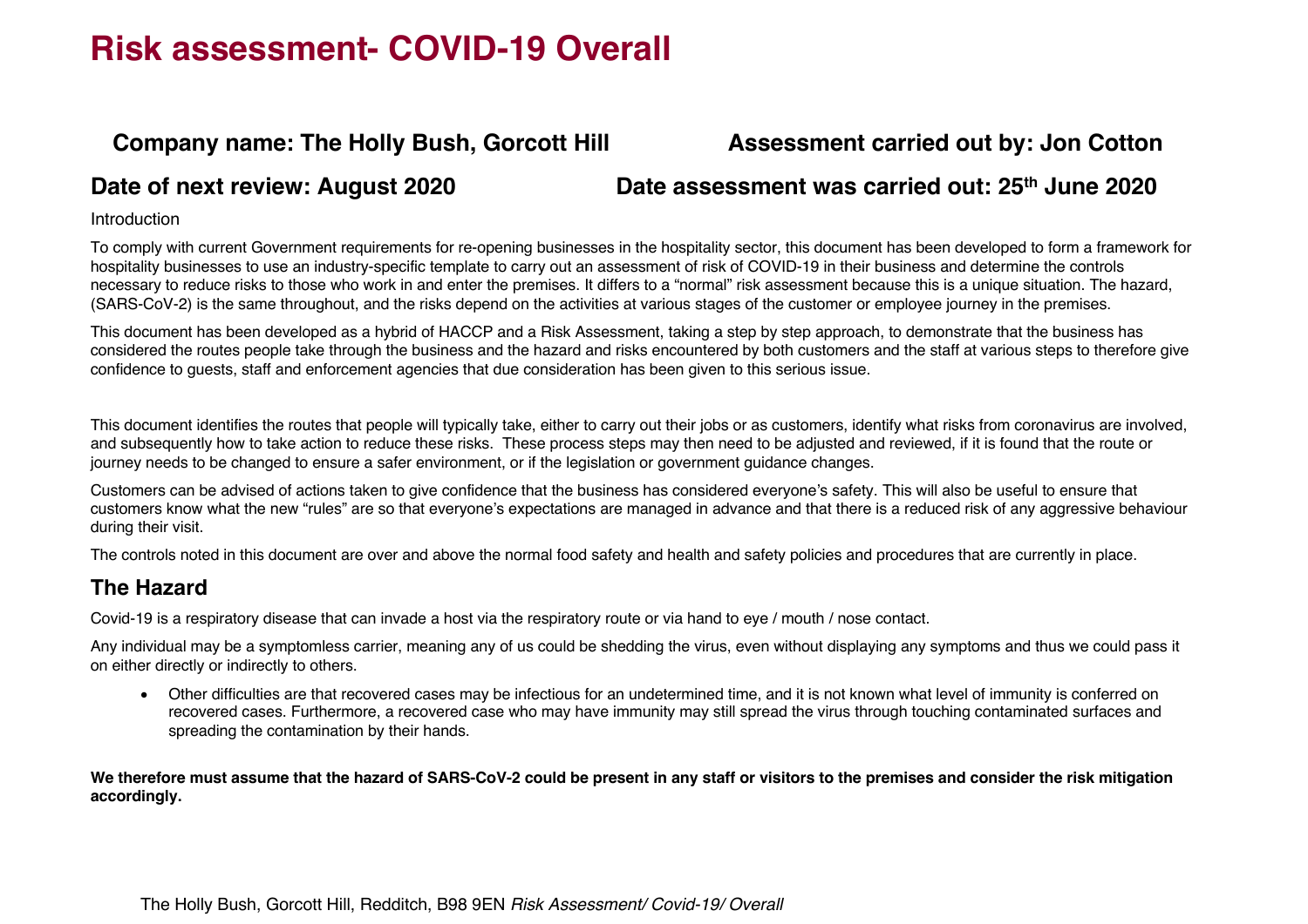# Risk assessment- COVID-19 Overall

**Company name: The Holly Bush, Gorcott Hill** **Assessment carried out by: Jon Cotton**

**Date of next review: August 2020** **Date assessment was carried out: 25th June 2020**

Introduction

To comply with current Government requirements for re-opening businesses in the hospitality sector, this document has been developed to form a framework for hospitality businesses to use an industry-specific template to carry out an assessment of risk of COVID-19 in their business and determine the controls necessary to reduce risks to those who work in and enter the premises. It differs to a "normal" risk assessment because this is a unique situation. The hazard, (SARS-CoV-2) is the same throughout, and the risks depend on the activities at various stages of the customer or employee journey in the premises.

This document has been developed as a hybrid of HACCP and a Risk Assessment, taking a step by step approach, to demonstrate that the business has considered the routes people take through the business and the hazard and risks encountered by both customers and the staff at various steps to therefore give confidence to guests, staff and enforcement agencies that due consideration has been given to this serious issue.

This document identifies the routes that people will typically take, either to carry out their jobs or as customers, identify what risks from coronavirus are involved, and subsequently how to take action to reduce these risks. These process steps may then need to be adjusted and reviewed, if it is found that the route or journey needs to be changed to ensure a safer environment, or if the legislation or government guidance changes.

Customers can be advised of actions taken to give confidence that the business has considered everyone's safety. This will also be useful to ensure that customers know what the new "rules" are so that everyone's expectations are managed in advance and that there is a reduced risk of any aggressive behaviour during their visit.

The controls noted in this document are over and above the normal food safety and health and safety policies and procedures that are currently in place.

## The Hazard

Covid-19 is a respiratory disease that can invade a host via the respiratory route or via hand to eye / mouth / nose contact.

Any individual may be a symptomless carrier, meaning any of us could be shedding the virus, even without displaying any symptoms and thus we could pass it on either directly or indirectly to others.

- Other difficulties are that recovered cases may be infectious for an undetermined time, and it is not known what level of immunity is conferred on recovered cases. Furthermore, a recovered case who may have immunity may still spread the virus through touching contaminated surfaces and spreading the contamination by their hands.

**We therefore must assume that the hazard of SARS-CoV-2 could be present in any staff or visitors to the premises and consider the risk mitigation accordingly.**

The Holly Bush, Gorcott Hill, Redditch, B98 9EN *Risk Assessment/ Covid-19/ Overall*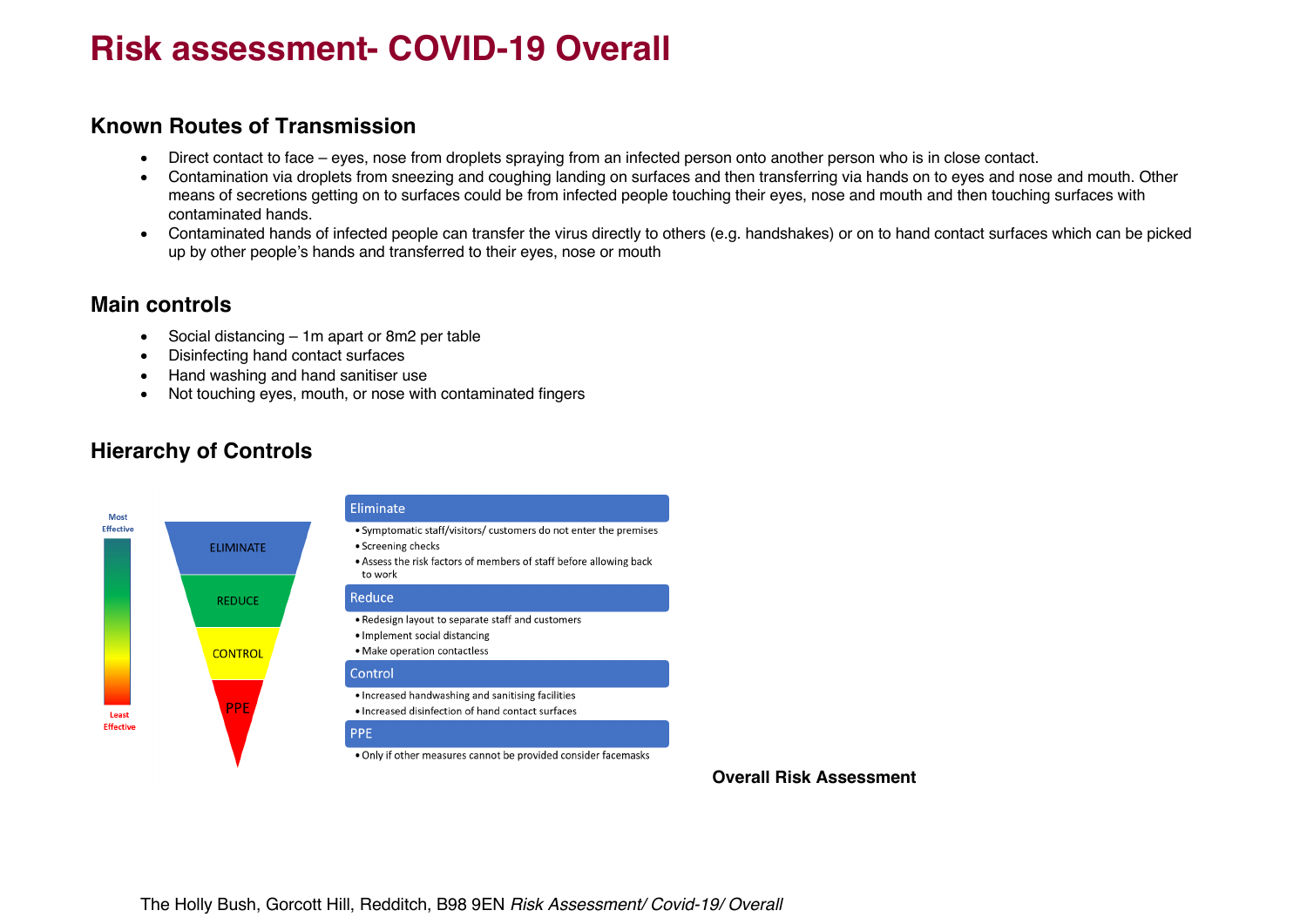# Risk assessment- COVID-19 Overall

## Known Routes of Transmission

- Direct contact to face – eyes, nose from droplets spraying from an infected person onto another person who is in close contact.
- Contamination via droplets from sneezing and coughing landing on surfaces and then transferring via hands on to eyes and nose and mouth. Other means of secretions getting on to surfaces could be from infected people touching their eyes, nose and mouth and then touching surfaces with contaminated hands.
- Contaminated hands of infected people can transfer the virus directly to others (e.g. handshakes) or on to hand contact surfaces which can be picked up by other people's hands and transferred to their eyes, nose or mouth

## Main controls

- Social distancing – 1m apart or 8m2 per table
- Disinfecting hand contact surfaces
- Hand washing and hand sanitiser use
- Not touching eyes, mouth, or nose with contaminated fingers

## Hierarchy of Controls

Most Effective

ELIMINATE

REDUCE

CONTROL

PPE

Least Effective

**Eliminate**

- Symptomatic staff/visitors/ customers do not enter the premises
- Screening checks
- Assess the risk factors of members of staff before allowing back to work

**Reduce**

- Redesign layout to separate staff and customers
- Implement social distancing
- Make operation contactless

**Control**

- Increased handwashing and sanitising facilities
- Increased disinfection of hand contact surfaces

**PPE**

- Only if other measures cannot be provided consider facemasks

**Overall Risk Assessment**

The Holly Bush, Gorcott Hill, Redditch, B98 9EN *Risk Assessment/ Covid-19/ Overall*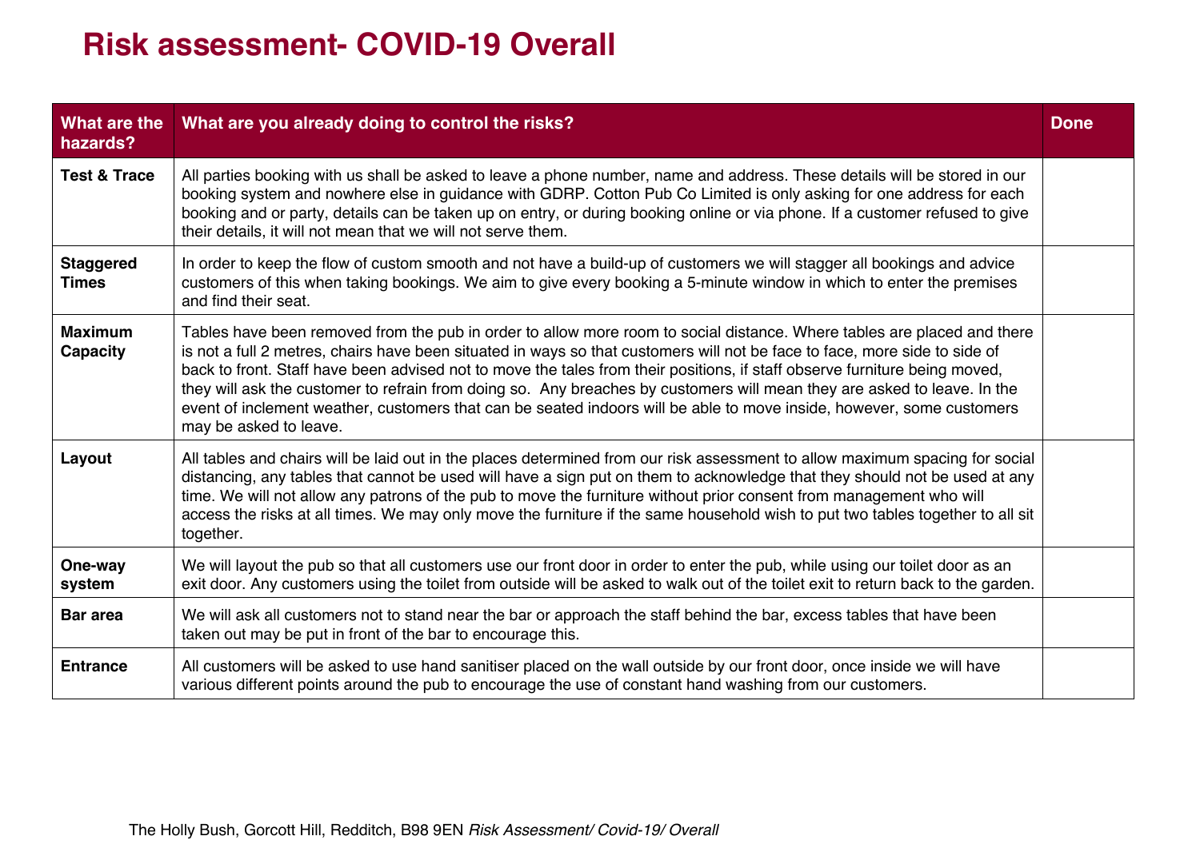# Risk assessment- COVID-19 Overall

| What are the hazards? | What are you already doing to control the risks? | Done |
|---|---|---|
| **Test & Trace** | All parties booking with us shall be asked to leave a phone number, name and address. These details will be stored in our booking system and nowhere else in guidance with GDRP. Cotton Pub Co Limited is only asking for one address for each booking and or party, details can be taken up on entry, or during booking online or via phone. If a customer refused to give their details, it will not mean that we will not serve them. | |
| **Staggered Times** | In order to keep the flow of custom smooth and not have a build-up of customers we will stagger all bookings and advice customers of this when taking bookings. We aim to give every booking a 5-minute window in which to enter the premises and find their seat. | |
| **Maximum Capacity** | Tables have been removed from the pub in order to allow more room to social distance. Where tables are placed and there is not a full 2 metres, chairs have been situated in ways so that customers will not be face to face, more side to side of back to front. Staff have been advised not to move the tales from their positions, if staff observe furniture being moved, they will ask the customer to refrain from doing so. Any breaches by customers will mean they are asked to leave. In the event of inclement weather, customers that can be seated indoors will be able to move inside, however, some customers may be asked to leave. | |
| **Layout** | All tables and chairs will be laid out in the places determined from our risk assessment to allow maximum spacing for social distancing, any tables that cannot be used will have a sign put on them to acknowledge that they should not be used at any time. We will not allow any patrons of the pub to move the furniture without prior consent from management who will access the risks at all times. We may only move the furniture if the same household wish to put two tables together to all sit together. | |
| **One-way system** | We will layout the pub so that all customers use our front door in order to enter the pub, while using our toilet door as an exit door. Any customers using the toilet from outside will be asked to walk out of the toilet exit to return back to the garden. | |
| **Bar area** | We will ask all customers not to stand near the bar or approach the staff behind the bar, excess tables that have been taken out may be put in front of the bar to encourage this. | |
| **Entrance** | All customers will be asked to use hand sanitiser placed on the wall outside by our front door, once inside we will have various different points around the pub to encourage the use of constant hand washing from our customers. | |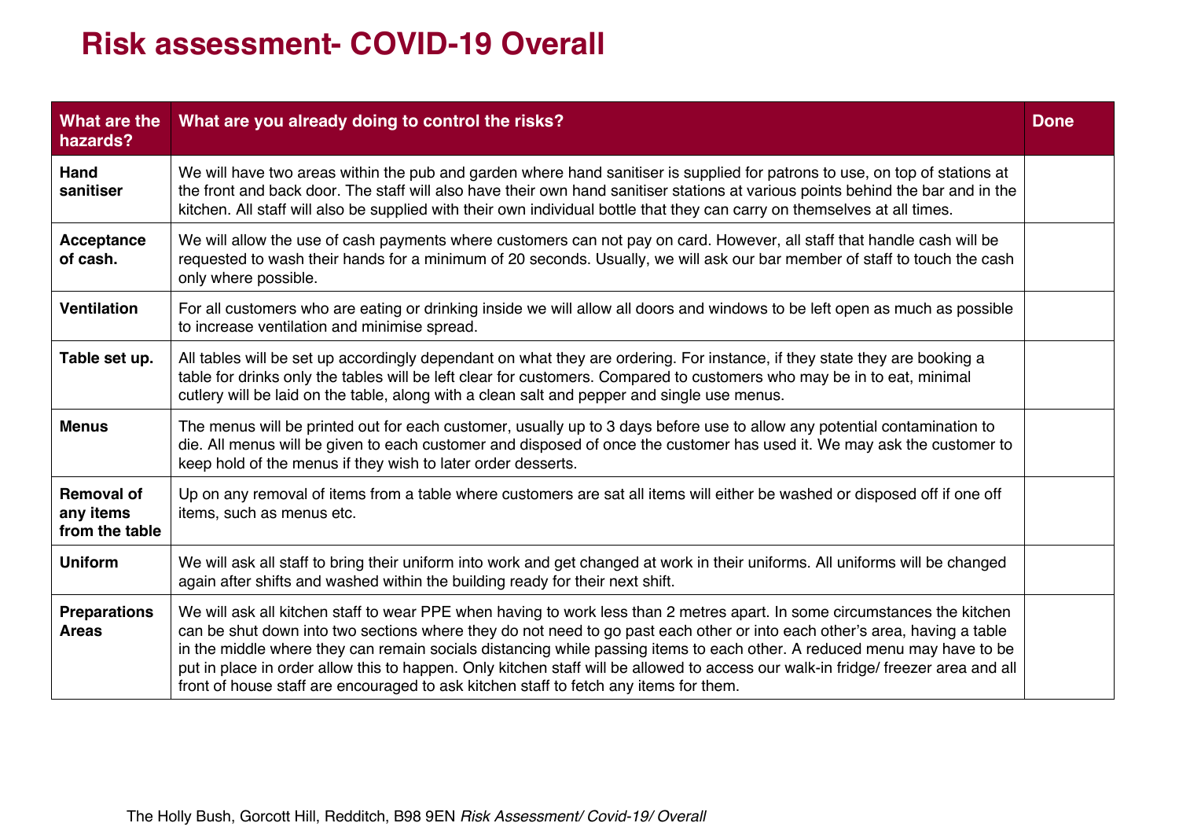# Risk assessment- COVID-19 Overall

| What are the hazards? | What are you already doing to control the risks? | Done |
|---|---|---|
| **Hand sanitiser** | We will have two areas within the pub and garden where hand sanitiser is supplied for patrons to use, on top of stations at the front and back door. The staff will also have their own hand sanitiser stations at various points behind the bar and in the kitchen. All staff will also be supplied with their own individual bottle that they can carry on themselves at all times. | |
| **Acceptance of cash.** | We will allow the use of cash payments where customers can not pay on card. However, all staff that handle cash will be requested to wash their hands for a minimum of 20 seconds. Usually, we will ask our bar member of staff to touch the cash only where possible. | |
| **Ventilation** | For all customers who are eating or drinking inside we will allow all doors and windows to be left open as much as possible to increase ventilation and minimise spread. | |
| **Table set up.** | All tables will be set up accordingly dependant on what they are ordering. For instance, if they state they are booking a table for drinks only the tables will be left clear for customers. Compared to customers who may be in to eat, minimal cutlery will be laid on the table, along with a clean salt and pepper and single use menus. | |
| **Menus** | The menus will be printed out for each customer, usually up to 3 days before use to allow any potential contamination to die. All menus will be given to each customer and disposed of once the customer has used it. We may ask the customer to keep hold of the menus if they wish to later order desserts. | |
| **Removal of any items from the table** | Up on any removal of items from a table where customers are sat all items will either be washed or disposed off if one off items, such as menus etc. | |
| **Uniform** | We will ask all staff to bring their uniform into work and get changed at work in their uniforms. All uniforms will be changed again after shifts and washed within the building ready for their next shift. | |
| **Preparations Areas** | We will ask all kitchen staff to wear PPE when having to work less than 2 metres apart. In some circumstances the kitchen can be shut down into two sections where they do not need to go past each other or into each other's area, having a table in the middle where they can remain socials distancing while passing items to each other. A reduced menu may have to be put in place in order allow this to happen. Only kitchen staff will be allowed to access our walk-in fridge/ freezer area and all front of house staff are encouraged to ask kitchen staff to fetch any items for them. | |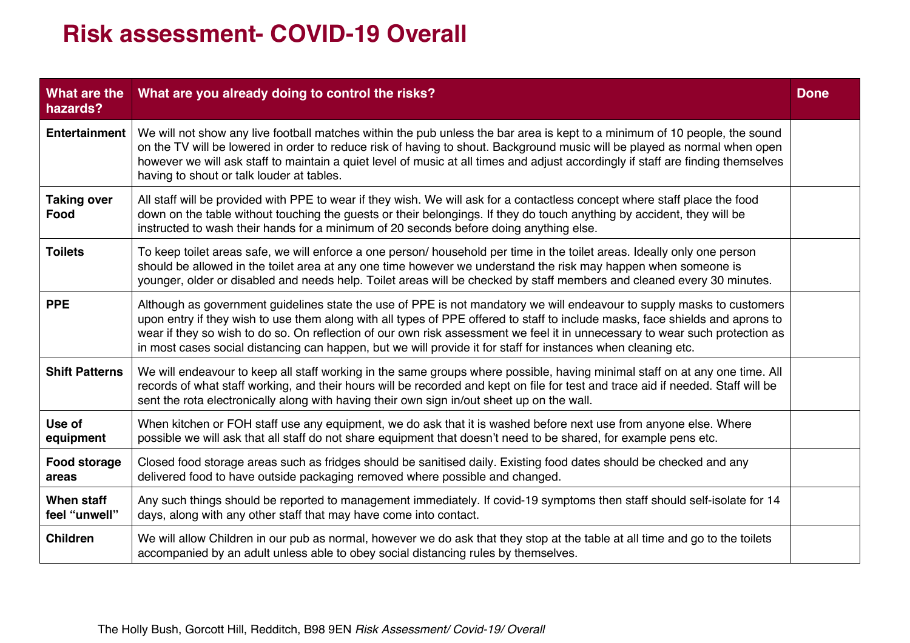# Risk assessment- COVID-19 Overall

| What are the hazards? | What are you already doing to control the risks? | Done |
|---|---|---|
| **Entertainment** | We will not show any live football matches within the pub unless the bar area is kept to a minimum of 10 people, the sound on the TV will be lowered in order to reduce risk of having to shout. Background music will be played as normal when open however we will ask staff to maintain a quiet level of music at all times and adjust accordingly if staff are finding themselves having to shout or talk louder at tables. | |
| **Taking over Food** | All staff will be provided with PPE to wear if they wish. We will ask for a contactless concept where staff place the food down on the table without touching the guests or their belongings. If they do touch anything by accident, they will be instructed to wash their hands for a minimum of 20 seconds before doing anything else. | |
| **Toilets** | To keep toilet areas safe, we will enforce a one person/ household per time in the toilet areas. Ideally only one person should be allowed in the toilet area at any one time however we understand the risk may happen when someone is younger, older or disabled and needs help. Toilet areas will be checked by staff members and cleaned every 30 minutes. | |
| **PPE** | Although as government guidelines state the use of PPE is not mandatory we will endeavour to supply masks to customers upon entry if they wish to use them along with all types of PPE offered to staff to include masks, face shields and aprons to wear if they so wish to do so. On reflection of our own risk assessment we feel it in unnecessary to wear such protection as in most cases social distancing can happen, but we will provide it for staff for instances when cleaning etc. | |
| **Shift Patterns** | We will endeavour to keep all staff working in the same groups where possible, having minimal staff on at any one time. All records of what staff working, and their hours will be recorded and kept on file for test and trace aid if needed. Staff will be sent the rota electronically along with having their own sign in/out sheet up on the wall. | |
| **Use of equipment** | When kitchen or FOH staff use any equipment, we do ask that it is washed before next use from anyone else. Where possible we will ask that all staff do not share equipment that doesn't need to be shared, for example pens etc. | |
| **Food storage areas** | Closed food storage areas such as fridges should be sanitised daily. Existing food dates should be checked and any delivered food to have outside packaging removed where possible and changed. | |
| **When staff feel "unwell"** | Any such things should be reported to management immediately. If covid-19 symptoms then staff should self-isolate for 14 days, along with any other staff that may have come into contact. | |
| **Children** | We will allow Children in our pub as normal, however we do ask that they stop at the table at all time and go to the toilets accompanied by an adult unless able to obey social distancing rules by themselves. | |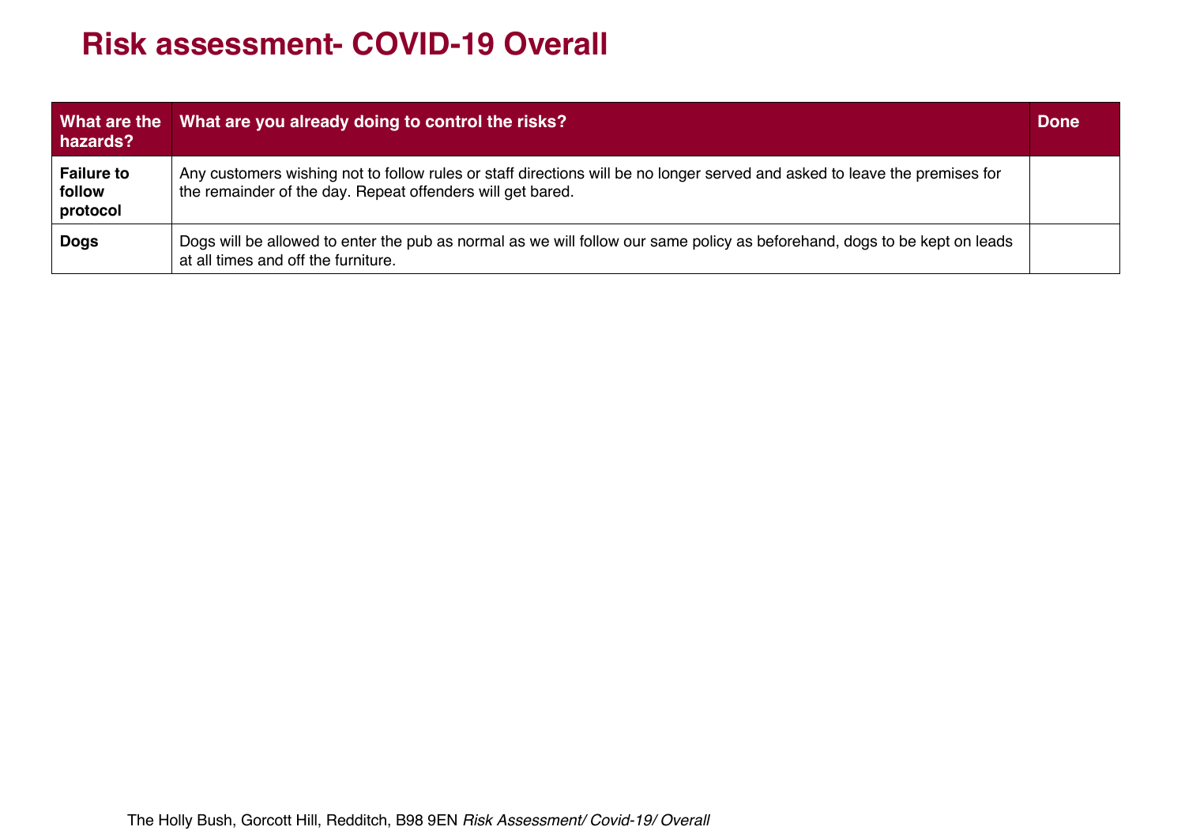# Risk assessment- COVID-19 Overall

| What are the hazards? | What are you already doing to control the risks? | Done |
|---|---|---|
| **Failure to follow protocol** | Any customers wishing not to follow rules or staff directions will be no longer served and asked to leave the premises for the remainder of the day. Repeat offenders will get bared. | |
| **Dogs** | Dogs will be allowed to enter the pub as normal as we will follow our same policy as beforehand, dogs to be kept on leads at all times and off the furniture. | |